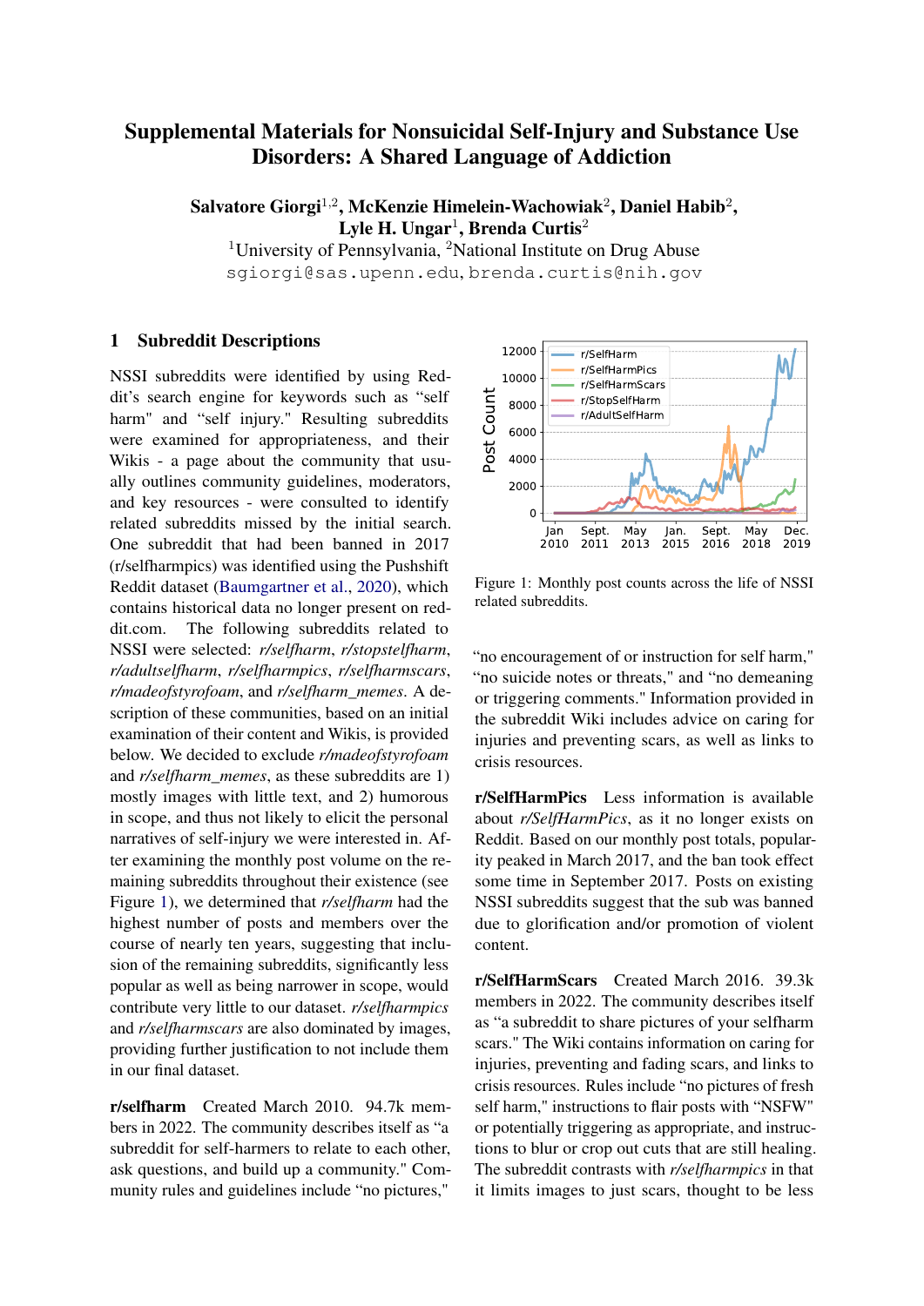# Supplemental Materials for Nonsuicidal Self-Injury and Substance Use Disorders: A Shared Language of Addiction

**Salvatore Giorgi**[1,2], **McKenzie Himelein-Wachowiak**[2], **Daniel Habib**[2], **Lyle H. Ungar**[1], **Brenda Curtis**[2]

[1]University of Pennsylvania, [2]National Institute on Drug Abuse

sgiorgi@sas.upenn.edu, brenda.curtis@nih.gov

## 1 Subreddit Descriptions

NSSI subreddits were identified by using Reddit's search engine for keywords such as "self harm" and "self injury." Resulting subreddits were examined for appropriateness, and their Wikis - a page about the community that usually outlines community guidelines, moderators, and key resources - were consulted to identify related subreddits missed by the initial search. One subreddit that had been banned in 2017 (r/selfharmpics) was identified using the Pushshift Reddit dataset (Baumgartner et al., 2020), which contains historical data no longer present on reddit.com. The following subreddits related to NSSI were selected: *r/selfharm*, *r/stopstelfharm*, *r/adultselfharm*, *r/selfharmpics*, *r/selfharmscars*, *r/madeofstyrofoam*, and *r/selfharm_memes*. A description of these communities, based on an initial examination of their content and Wikis, is provided below. We decided to exclude *r/madeofstyrofoam* and *r/selfharm_memes*, as these subreddits are 1) mostly images with little text, and 2) humorous in scope, and thus not likely to elicit the personal narratives of self-injury we were interested in. After examining the monthly post volume on the remaining subreddits throughout their existence (see Figure 1), we determined that *r/selfharm* had the highest number of posts and members over the course of nearly ten years, suggesting that inclusion of the remaining subreddits, significantly less popular as well as being narrower in scope, would contribute very little to our dataset. *r/selfharmpics* and *r/selfharmscars* are also dominated by images, providing further justification to not include them in our final dataset.

**r/selfharm** Created March 2010. 94.7k members in 2022. The community describes itself as "a subreddit for self-harmers to relate to each other, ask questions, and build up a community." Community rules and guidelines include "no pictures," "no encouragement of or instruction for self harm," "no suicide notes or threats," and "no demeaning or triggering comments." Information provided in the subreddit Wiki includes advice on caring for injuries and preventing scars, as well as links to crisis resources.

Figure 1: Monthly post counts across the life of NSSI related subreddits.

**r/SelfHarmPics** Less information is available about *r/SelfHarmPics*, as it no longer exists on Reddit. Based on our monthly post totals, popularity peaked in March 2017, and the ban took effect some time in September 2017. Posts on existing NSSI subreddits suggest that the sub was banned due to glorification and/or promotion of violent content.

**r/SelfHarmScars** Created March 2016. 39.3k members in 2022. The community describes itself as "a subreddit to share pictures of your selfharm scars." The Wiki contains information on caring for injuries, preventing and fading scars, and links to crisis resources. Rules include "no pictures of fresh self harm," instructions to flair posts with "NSFW" or potentially triggering as appropriate, and instructions to blur or crop out cuts that are still healing. The subreddit contrasts with *r/selfharmpics* in that it limits images to just scars, thought to be less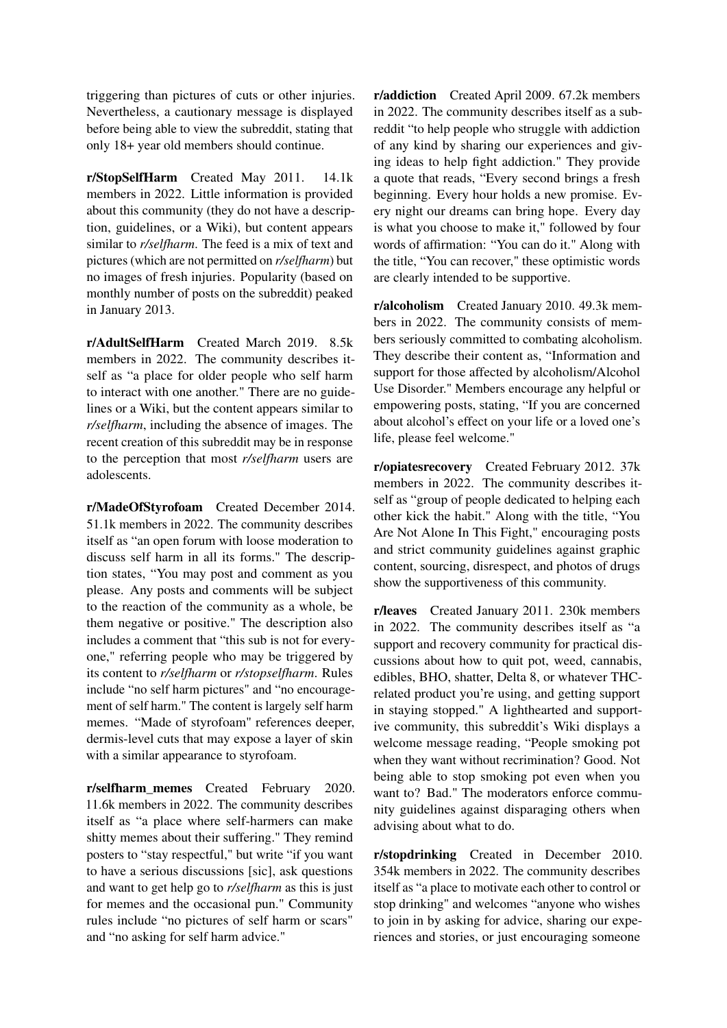triggering than pictures of cuts or other injuries. Nevertheless, a cautionary message is displayed before being able to view the subreddit, stating that only 18+ year old members should continue.

**r/StopSelfHarm** Created May 2011. 14.1k members in 2022. Little information is provided about this community (they do not have a description, guidelines, or a Wiki), but content appears similar to *r/selfharm*. The feed is a mix of text and pictures (which are not permitted on *r/selfharm*) but no images of fresh injuries. Popularity (based on monthly number of posts on the subreddit) peaked in January 2013.

**r/AdultSelfHarm** Created March 2019. 8.5k members in 2022. The community describes itself as "a place for older people who self harm to interact with one another." There are no guidelines or a Wiki, but the content appears similar to *r/selfharm*, including the absence of images. The recent creation of this subreddit may be in response to the perception that most *r/selfharm* users are adolescents.

**r/MadeOfStyrofoam** Created December 2014. 51.1k members in 2022. The community describes itself as "an open forum with loose moderation to discuss self harm in all its forms." The description states, "You may post and comment as you please. Any posts and comments will be subject to the reaction of the community as a whole, be them negative or positive." The description also includes a comment that "this sub is not for everyone," referring people who may be triggered by its content to *r/selfharm* or *r/stopselfharm*. Rules include "no self harm pictures" and "no encouragement of self harm." The content is largely self harm memes. "Made of styrofoam" references deeper, dermis-level cuts that may expose a layer of skin with a similar appearance to styrofoam.

**r/selfharm_memes** Created February 2020. 11.6k members in 2022. The community describes itself as "a place where self-harmers can make shitty memes about their suffering." They remind posters to "stay respectful," but write "if you want to have a serious discussions [sic], ask questions and want to get help go to *r/selfharm* as this is just for memes and the occasional pun." Community rules include "no pictures of self harm or scars" and "no asking for self harm advice."

**r/addiction** Created April 2009. 67.2k members in 2022. The community describes itself as a subreddit "to help people who struggle with addiction of any kind by sharing our experiences and giving ideas to help fight addiction." They provide a quote that reads, "Every second brings a fresh beginning. Every hour holds a new promise. Every night our dreams can bring hope. Every day is what you choose to make it," followed by four words of affirmation: "You can do it." Along with the title, "You can recover," these optimistic words are clearly intended to be supportive.

**r/alcoholism** Created January 2010. 49.3k members in 2022. The community consists of members seriously committed to combating alcoholism. They describe their content as, "Information and support for those affected by alcoholism/Alcohol Use Disorder." Members encourage any helpful or empowering posts, stating, "If you are concerned about alcohol's effect on your life or a loved one's life, please feel welcome."

**r/opiatesrecovery** Created February 2012. 37k members in 2022. The community describes itself as "group of people dedicated to helping each other kick the habit." Along with the title, "You Are Not Alone In This Fight," encouraging posts and strict community guidelines against graphic content, sourcing, disrespect, and photos of drugs show the supportiveness of this community.

**r/leaves** Created January 2011. 230k members in 2022. The community describes itself as "a support and recovery community for practical discussions about how to quit pot, weed, cannabis, edibles, BHO, shatter, Delta 8, or whatever THC-related product you're using, and getting support in staying stopped." A lighthearted and supportive community, this subreddit's Wiki displays a welcome message reading, "People smoking pot when they want without recrimination? Good. Not being able to stop smoking pot even when you want to? Bad." The moderators enforce community guidelines against disparaging others when advising about what to do.

**r/stopdrinking** Created in December 2010. 354k members in 2022. The community describes itself as "a place to motivate each other to control or stop drinking" and welcomes "anyone who wishes to join in by asking for advice, sharing our experiences and stories, or just encouraging someone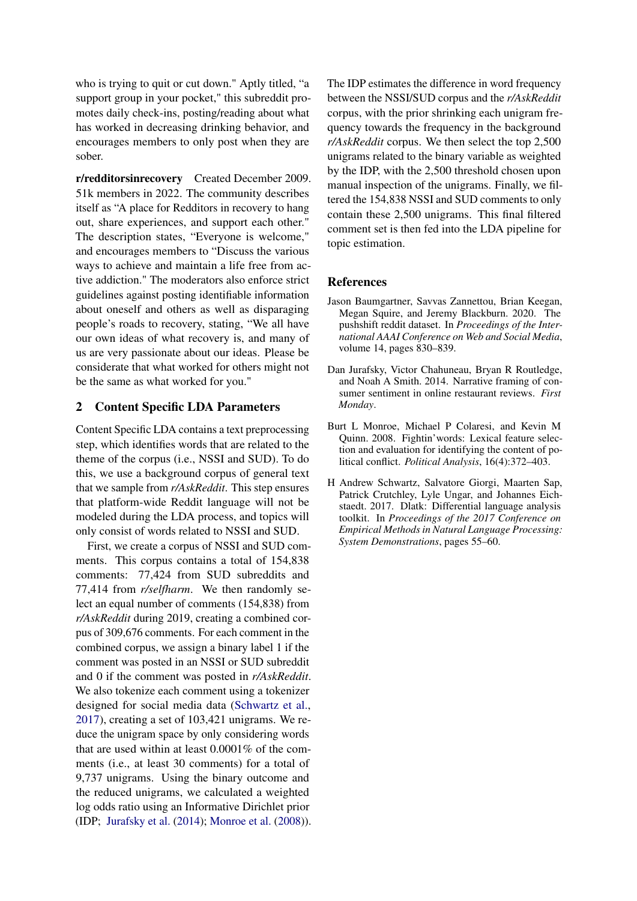who is trying to quit or cut down." Aptly titled, "a support group in your pocket," this subreddit promotes daily check-ins, posting/reading about what has worked in decreasing drinking behavior, and encourages members to only post when they are sober.

**r/redditorsinrecovery** Created December 2009. 51k members in 2022. The community describes itself as "A place for Redditors in recovery to hang out, share experiences, and support each other." The description states, "Everyone is welcome," and encourages members to "Discuss the various ways to achieve and maintain a life free from active addiction." The moderators also enforce strict guidelines against posting identifiable information about oneself and others as well as disparaging people's roads to recovery, stating, "We all have our own ideas of what recovery is, and many of us are very passionate about our ideas. Please be considerate that what worked for others might not be the same as what worked for you."

## 2 Content Specific LDA Parameters

Content Specific LDA contains a text preprocessing step, which identifies words that are related to the theme of the corpus (i.e., NSSI and SUD). To do this, we use a background corpus of general text that we sample from *r/AskReddit*. This step ensures that platform-wide Reddit language will not be modeled during the LDA process, and topics will only consist of words related to NSSI and SUD.

First, we create a corpus of NSSI and SUD comments. This corpus contains a total of 154,838 comments: 77,424 from SUD subreddits and 77,414 from *r/selfharm*. We then randomly select an equal number of comments (154,838) from *r/AskReddit* during 2019, creating a combined corpus of 309,676 comments. For each comment in the combined corpus, we assign a binary label 1 if the comment was posted in an NSSI or SUD subreddit and 0 if the comment was posted in *r/AskReddit*. We also tokenize each comment using a tokenizer designed for social media data (Schwartz et al., 2017), creating a set of 103,421 unigrams. We reduce the unigram space by only considering words that are used within at least 0.0001% of the comments (i.e., at least 30 comments) for a total of 9,737 unigrams. Using the binary outcome and the reduced unigrams, we calculated a weighted log odds ratio using an Informative Dirichlet prior (IDP; Jurafsky et al. (2014); Monroe et al. (2008)). The IDP estimates the difference in word frequency between the NSSI/SUD corpus and the *r/AskReddit* corpus, with the prior shrinking each unigram frequency towards the frequency in the background *r/AskReddit* corpus. We then select the top 2,500 unigrams related to the binary variable as weighted by the IDP, with the 2,500 threshold chosen upon manual inspection of the unigrams. Finally, we filtered the 154,838 NSSI and SUD comments to only contain these 2,500 unigrams. This final filtered comment set is then fed into the LDA pipeline for topic estimation.

## References

Jason Baumgartner, Savvas Zannettou, Brian Keegan, Megan Squire, and Jeremy Blackburn. 2020. The pushshift reddit dataset. In *Proceedings of the International AAAI Conference on Web and Social Media*, volume 14, pages 830–839.

Dan Jurafsky, Victor Chahuneau, Bryan R Routledge, and Noah A Smith. 2014. Narrative framing of consumer sentiment in online restaurant reviews. *First Monday*.

Burt L Monroe, Michael P Colaresi, and Kevin M Quinn. 2008. Fightin'words: Lexical feature selection and evaluation for identifying the content of political conflict. *Political Analysis*, 16(4):372–403.

H Andrew Schwartz, Salvatore Giorgi, Maarten Sap, Patrick Crutchley, Lyle Ungar, and Johannes Eichstaedt. 2017. Dlatk: Differential language analysis toolkit. In *Proceedings of the 2017 Conference on Empirical Methods in Natural Language Processing: System Demonstrations*, pages 55–60.